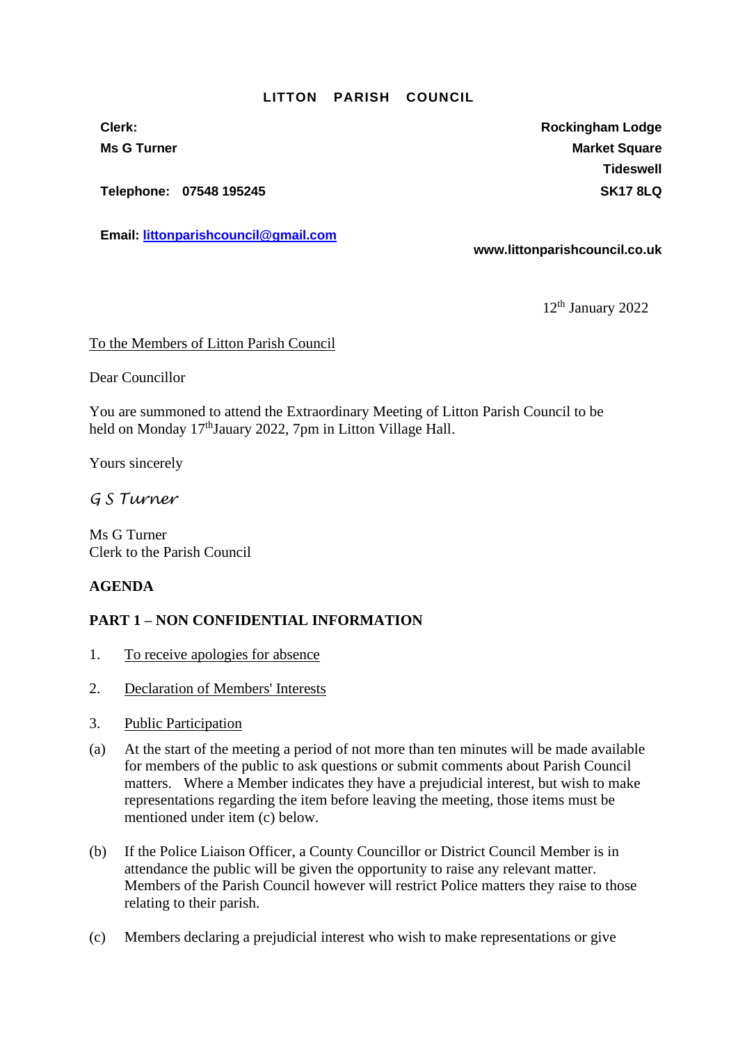**LITTON PARISH COUNCIL**

**Clerk:**
**Ms G Turner**

**Telephone: 07548 195245**

**Email: littonparishcouncil@gmail.com**

**Rockingham Lodge**
**Market Square**
**Tideswell**
**SK17 8LQ**

**www.littonparishcouncil.co.uk**

12th January 2022

To the Members of Litton Parish Council

Dear Councillor

You are summoned to attend the Extraordinary Meeting of Litton Parish Council to be held on Monday 17thJauary 2022, 7pm in Litton Village Hall.

Yours sincerely

*G S Turner*

Ms G Turner
Clerk to the Parish Council

**AGENDA**

**PART 1 – NON CONFIDENTIAL INFORMATION**

1. To receive apologies for absence

2. Declaration of Members' Interests

3. Public Participation

(a) At the start of the meeting a period of not more than ten minutes will be made available for members of the public to ask questions or submit comments about Parish Council matters. Where a Member indicates they have a prejudicial interest, but wish to make representations regarding the item before leaving the meeting, those items must be mentioned under item (c) below.

(b) If the Police Liaison Officer, a County Councillor or District Council Member is in attendance the public will be given the opportunity to raise any relevant matter. Members of the Parish Council however will restrict Police matters they raise to those relating to their parish.

(c) Members declaring a prejudicial interest who wish to make representations or give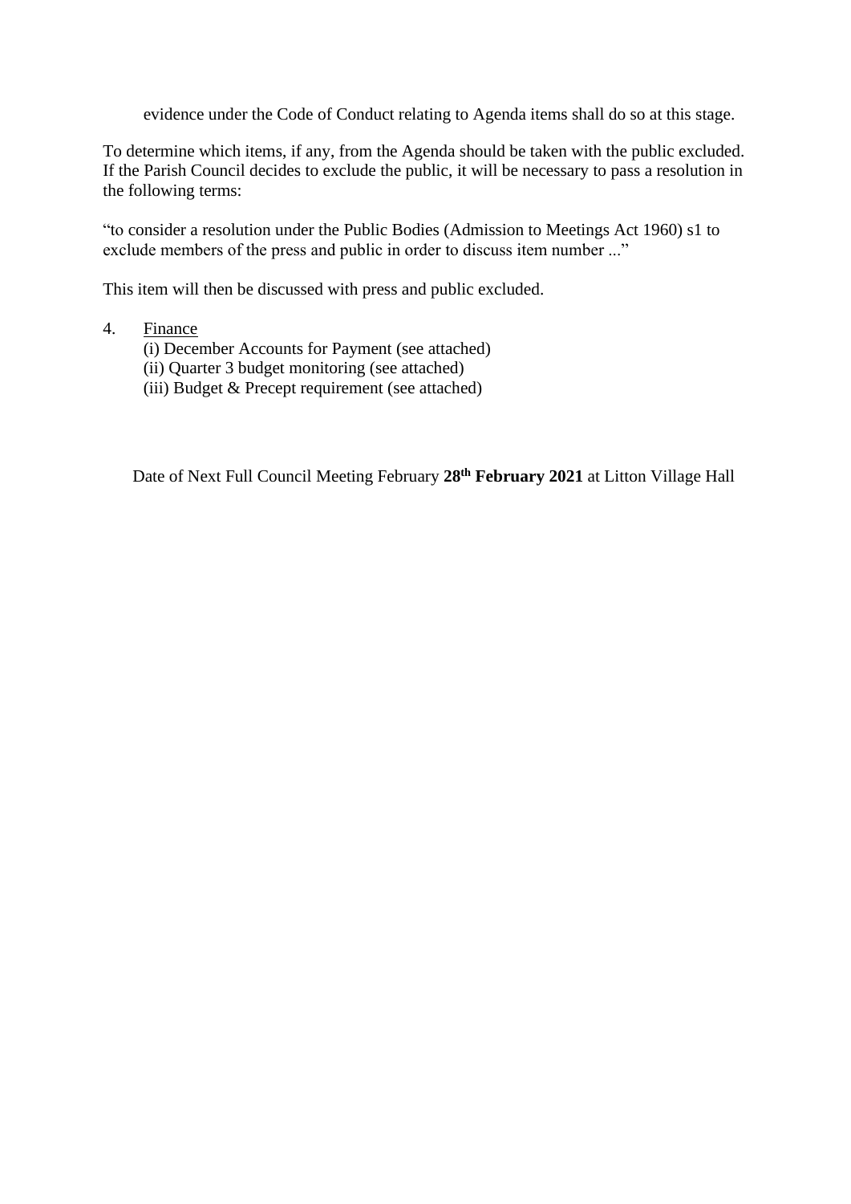evidence under the Code of Conduct relating to Agenda items shall do so at this stage.

To determine which items, if any, from the Agenda should be taken with the public excluded. If the Parish Council decides to exclude the public, it will be necessary to pass a resolution in the following terms:

"to consider a resolution under the Public Bodies (Admission to Meetings Act 1960) s1 to exclude members of the press and public in order to discuss item number ..."

This item will then be discussed with press and public excluded.

4. Finance
   (i) December Accounts for Payment (see attached)
   (ii) Quarter 3 budget monitoring (see attached)
   (iii) Budget & Precept requirement (see attached)

Date of Next Full Council Meeting February **28th February 2021** at Litton Village Hall